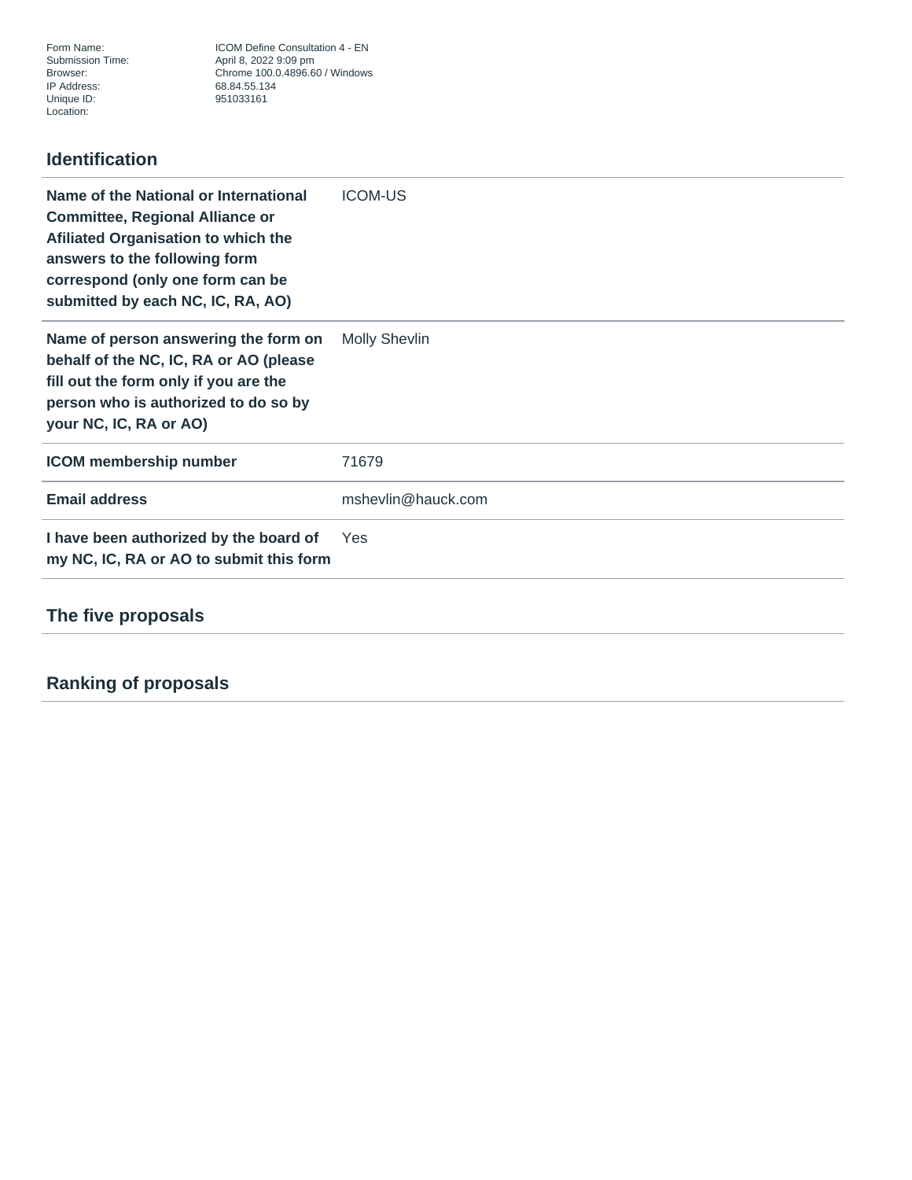| | |
|---|---|
| Form Name: | ICOM Define Consultation 4 - EN |
| Submission Time: | April 8, 2022 9:09 pm |
| Browser: | Chrome 100.0.4896.60 / Windows |
| IP Address: | 68.84.55.134 |
| Unique ID: | 951033161 |
| Location: | |

## Identification

| | |
|---|---|
| **Name of the National or International Committee, Regional Alliance or Afiliated Organisation to which the answers to the following form correspond (only one form can be submitted by each NC, IC, RA, AO)** | ICOM-US |
| **Name of person answering the form on behalf of the NC, IC, RA or AO (please fill out the form only if you are the person who is authorized to do so by your NC, IC, RA or AO)** | Molly Shevlin |
| **ICOM membership number** | 71679 |
| **Email address** | mshevlin@hauck.com |
| **I have been authorized by the board of my NC, IC, RA or AO to submit this form** | Yes |

## The five proposals

## Ranking of proposals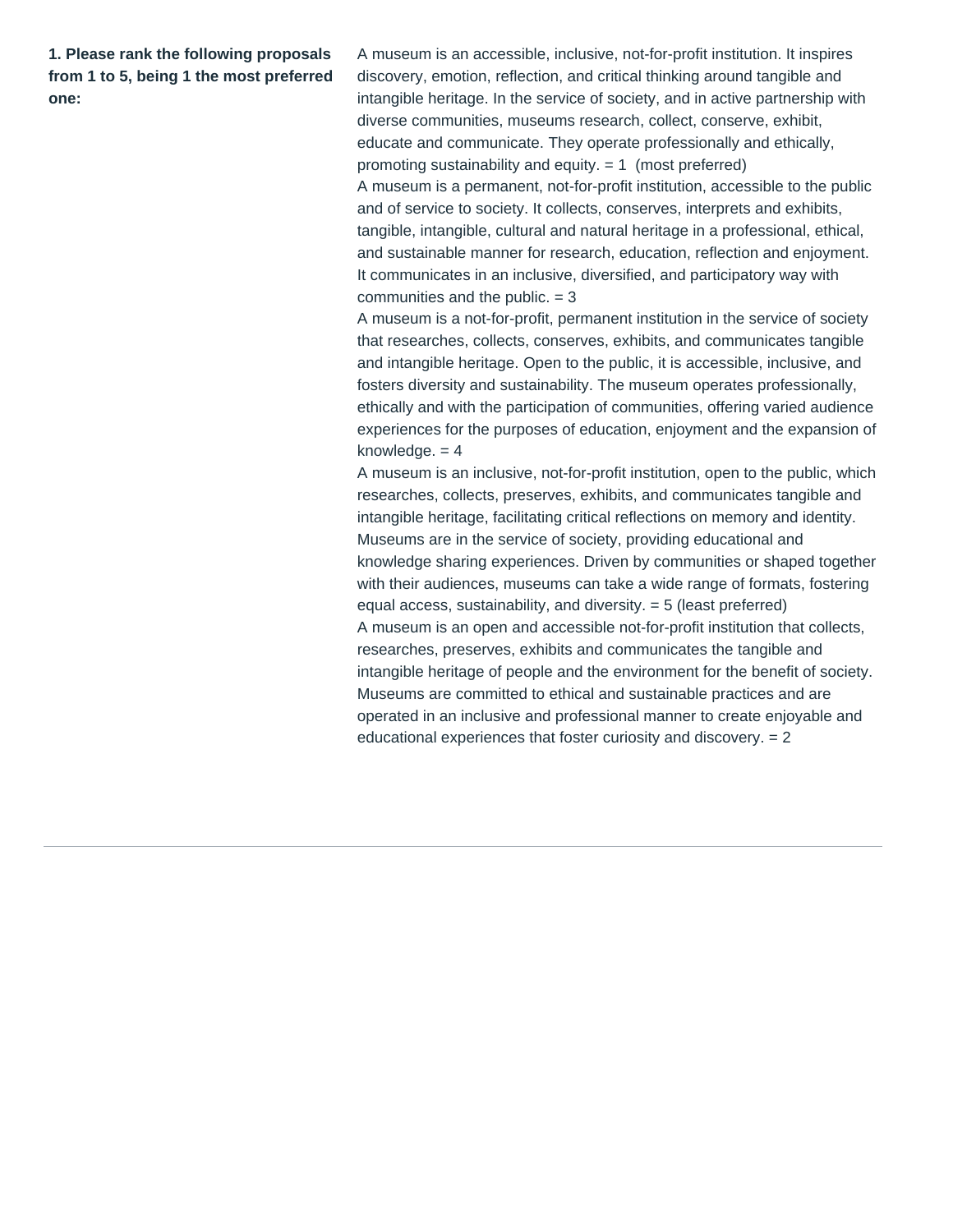**1. Please rank the following proposals from 1 to 5, being 1 the most preferred one:**

A museum is an accessible, inclusive, not-for-profit institution. It inspires discovery, emotion, reflection, and critical thinking around tangible and intangible heritage. In the service of society, and in active partnership with diverse communities, museums research, collect, conserve, exhibit, educate and communicate. They operate professionally and ethically, promoting sustainability and equity. = 1 (most preferred)

A museum is a permanent, not-for-profit institution, accessible to the public and of service to society. It collects, conserves, interprets and exhibits, tangible, intangible, cultural and natural heritage in a professional, ethical, and sustainable manner for research, education, reflection and enjoyment. It communicates in an inclusive, diversified, and participatory way with communities and the public. = 3

A museum is a not-for-profit, permanent institution in the service of society that researches, collects, conserves, exhibits, and communicates tangible and intangible heritage. Open to the public, it is accessible, inclusive, and fosters diversity and sustainability. The museum operates professionally, ethically and with the participation of communities, offering varied audience experiences for the purposes of education, enjoyment and the expansion of knowledge. = 4

A museum is an inclusive, not-for-profit institution, open to the public, which researches, collects, preserves, exhibits, and communicates tangible and intangible heritage, facilitating critical reflections on memory and identity. Museums are in the service of society, providing educational and knowledge sharing experiences. Driven by communities or shaped together with their audiences, museums can take a wide range of formats, fostering equal access, sustainability, and diversity. = 5 (least preferred)

A museum is an open and accessible not-for-profit institution that collects, researches, preserves, exhibits and communicates the tangible and intangible heritage of people and the environment for the benefit of society. Museums are committed to ethical and sustainable practices and are operated in an inclusive and professional manner to create enjoyable and educational experiences that foster curiosity and discovery. = 2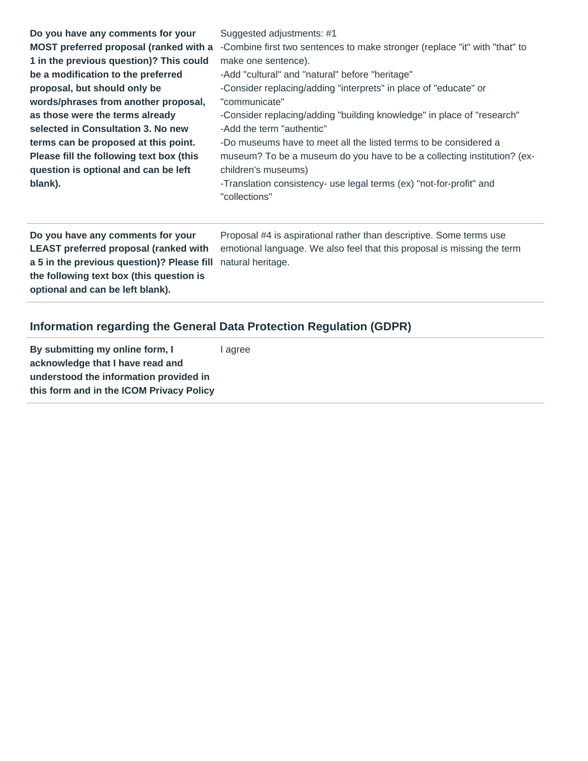| | |
|---|---|
| **Do you have any comments for your MOST preferred proposal (ranked with a 1 in the previous question)? This could be a modification to the preferred proposal, but should only be words/phrases from another proposal, as those were the terms already selected in Consultation 3. No new terms can be proposed at this point. Please fill the following text box (this question is optional and can be left blank).** | Suggested adjustments: #1<br>-Combine first two sentences to make stronger (replace "it" with "that" to make one sentence).<br>-Add "cultural" and "natural" before "heritage"<br>-Consider replacing/adding "interprets" in place of "educate" or "communicate"<br>-Consider replacing/adding "building knowledge" in place of "research"<br>-Add the term "authentic"<br>-Do museums have to meet all the listed terms to be considered a museum? To be a museum do you have to be a collecting institution? (ex-children's museums)<br>-Translation consistency- use legal terms (ex) "not-for-profit" and "collections" |
| **Do you have any comments for your LEAST preferred proposal (ranked with a 5 in the previous question)? Please fill the following text box (this question is optional and can be left blank).** | Proposal #4 is aspirational rather than descriptive. Some terms use emotional language. We also feel that this proposal is missing the term natural heritage. |

## Information regarding the General Data Protection Regulation (GDPR)

| | |
|---|---|
| **By submitting my online form, I acknowledge that I have read and understood the information provided in this form and in the ICOM Privacy Policy** | I agree |